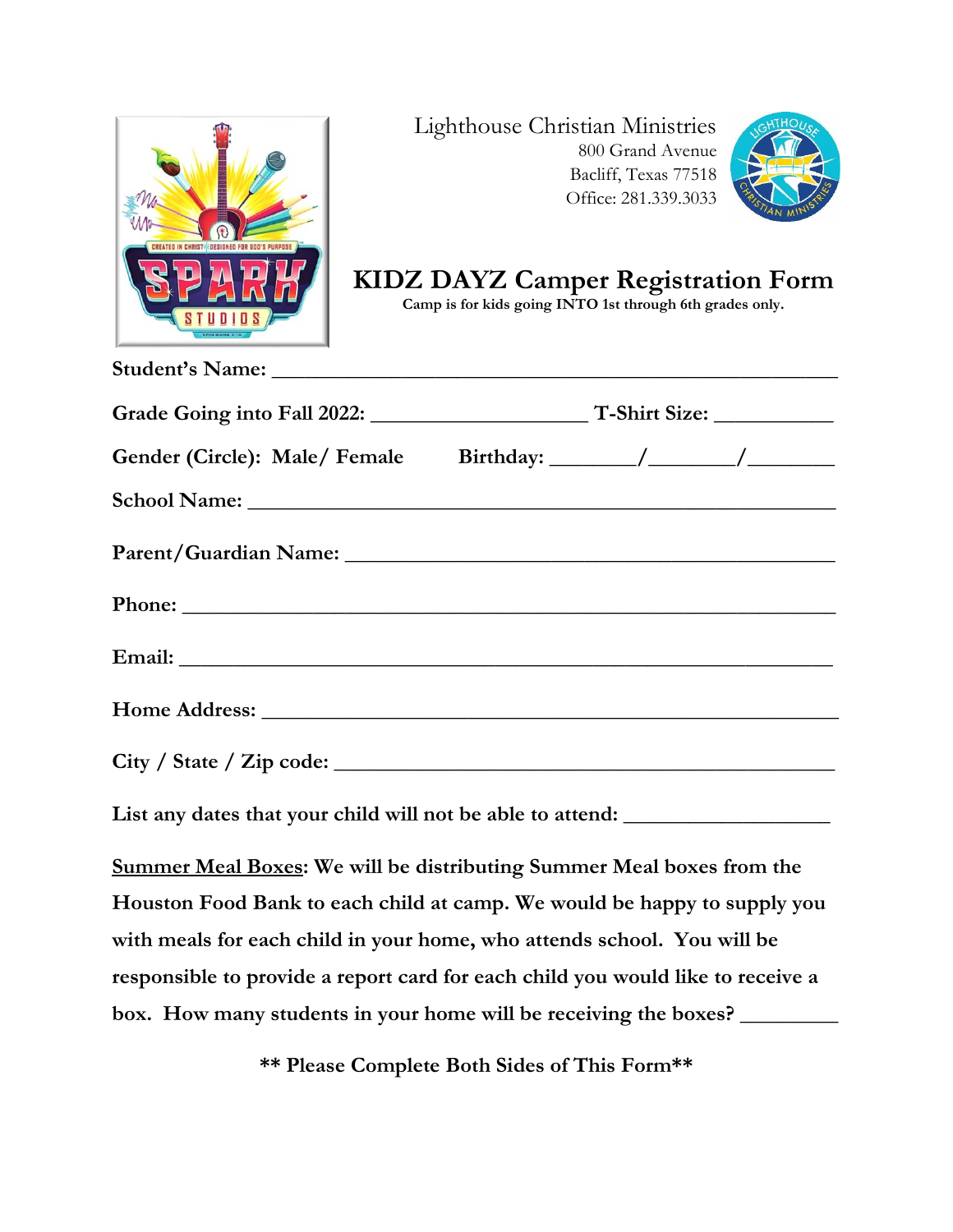Lighthouse Christian Ministries
800 Grand Avenue
Bacliff, Texas 77518
Office: 281.339.3033

# KIDZ DAYZ Camper Registration Form

**Camp is for kids going INTO 1st through 6th grades only.**

**Student's Name:** ________________________________________________

**Grade Going into Fall 2022:** ____________________ **T-Shirt Size:** ___________

**Gender (Circle): Male/ Female** **Birthday:** ________/________/________

**School Name:** ________________________________________________

**Parent/Guardian Name:** ________________________________________________

**Phone:** ________________________________________________

**Email:** ________________________________________________

**Home Address:** ________________________________________________

**City / State / Zip code:** ________________________________________________

**List any dates that your child will not be able to attend:** ___________________

**<u>Summer Meal Boxes</u>: We will be distributing Summer Meal boxes from the Houston Food Bank to each child at camp. We would be happy to supply you with meals for each child in your home, who attends school. You will be responsible to provide a report card for each child you would like to receive a box. How many students in your home will be receiving the boxes?** _________

**\*\* Please Complete Both Sides of This Form\*\***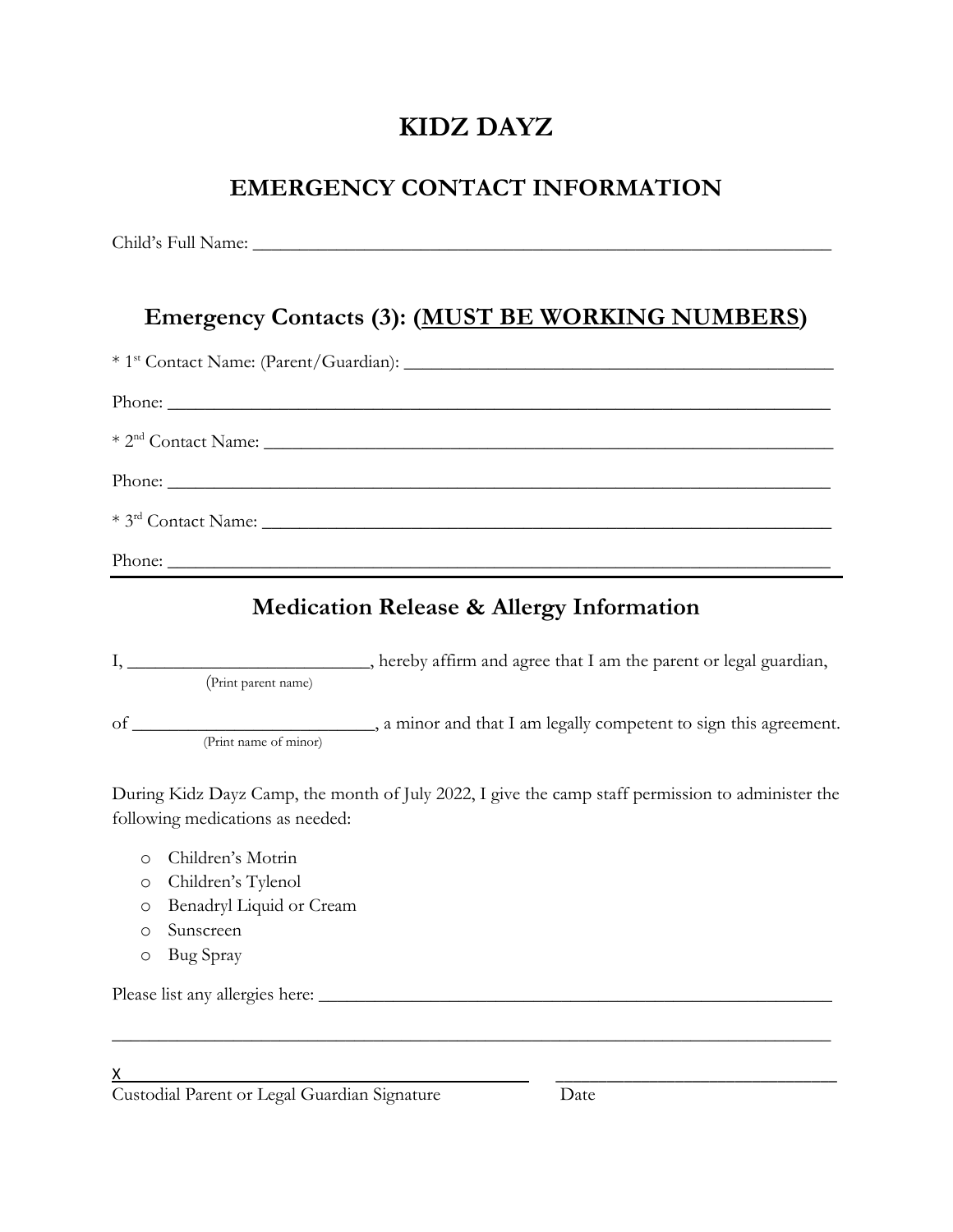# KIDZ DAYZ

## EMERGENCY CONTACT INFORMATION

Child's Full Name: ______________________________________________________________

## Emergency Contacts (3): (MUST BE WORKING NUMBERS)

* 1st Contact Name: (Parent/Guardian): ______________________________________________

Phone: ____________________________________________________________________

* 2nd Contact Name: ______________________________________________________________

Phone: ____________________________________________________________________

* 3rd Contact Name: ______________________________________________________________

Phone: ____________________________________________________________________

---

## Medication Release & Allergy Information

I, __________________________, hereby affirm and agree that I am the parent or legal guardian,
(Print parent name)

of __________________________, a minor and that I am legally competent to sign this agreement.
(Print name of minor)

During Kidz Dayz Camp, the month of July 2022, I give the camp staff permission to administer the following medications as needed:

- Children's Motrin
- Children's Tylenol
- Benadryl Liquid or Cream
- Sunscreen
- Bug Spray

Please list any allergies here: ____________________________________________________

__________________________________________________________________________________

X______________________________________________ _______________________________
Custodial Parent or Legal Guardian Signature Date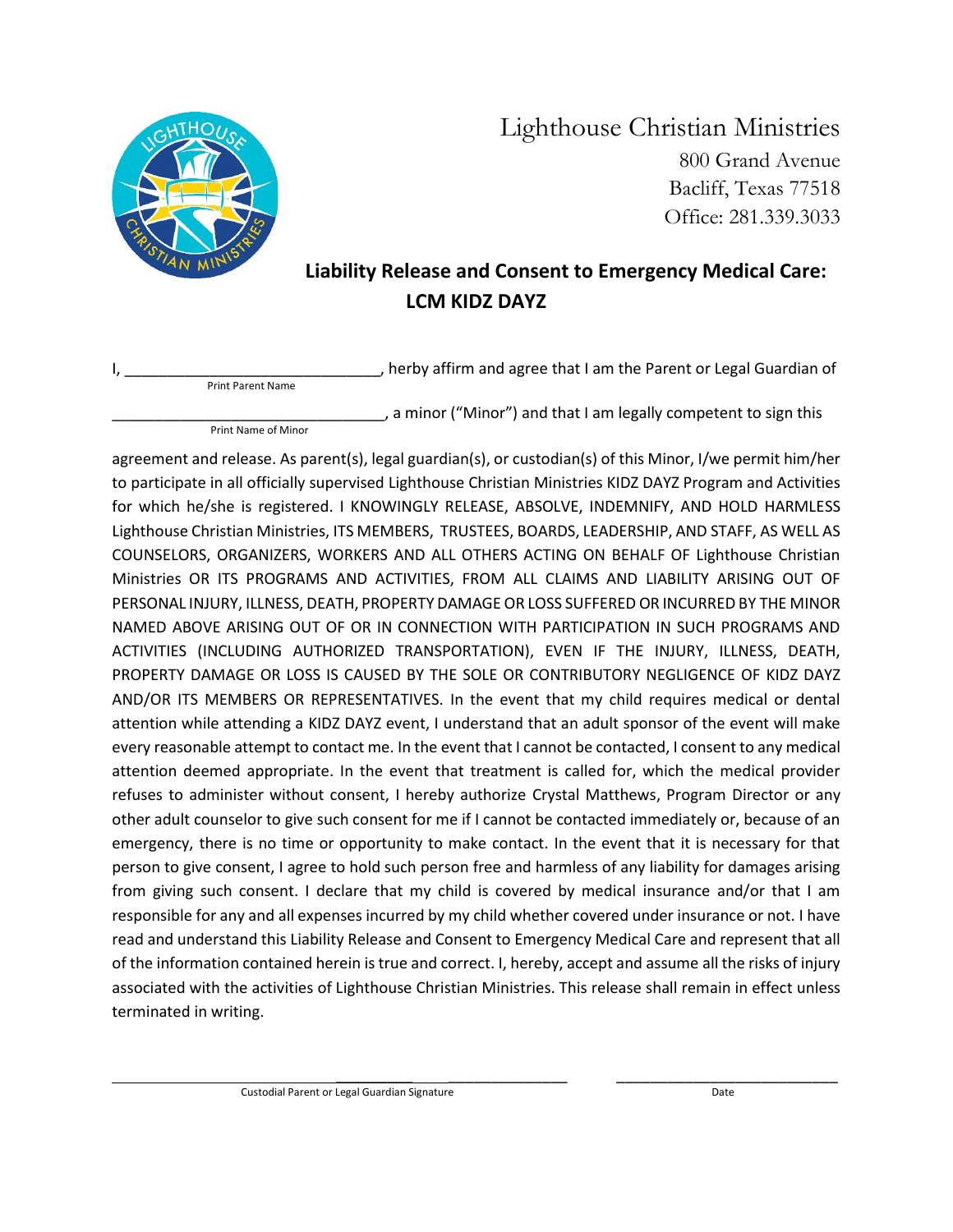Lighthouse Christian Ministries
800 Grand Avenue
Bacliff, Texas 77518
Office: 281.339.3033

## Liability Release and Consent to Emergency Medical Care: LCM KIDZ DAYZ

I, ______________________________, herby affirm and agree that I am the Parent or Legal Guardian of
Print Parent Name

________________________________, a minor ("Minor") and that I am legally competent to sign this
Print Name of Minor

agreement and release. As parent(s), legal guardian(s), or custodian(s) of this Minor, I/we permit him/her to participate in all officially supervised Lighthouse Christian Ministries KIDZ DAYZ Program and Activities for which he/she is registered. I KNOWINGLY RELEASE, ABSOLVE, INDEMNIFY, AND HOLD HARMLESS Lighthouse Christian Ministries, ITS MEMBERS, TRUSTEES, BOARDS, LEADERSHIP, AND STAFF, AS WELL AS COUNSELORS, ORGANIZERS, WORKERS AND ALL OTHERS ACTING ON BEHALF OF Lighthouse Christian Ministries OR ITS PROGRAMS AND ACTIVITIES, FROM ALL CLAIMS AND LIABILITY ARISING OUT OF PERSONAL INJURY, ILLNESS, DEATH, PROPERTY DAMAGE OR LOSS SUFFERED OR INCURRED BY THE MINOR NAMED ABOVE ARISING OUT OF OR IN CONNECTION WITH PARTICIPATION IN SUCH PROGRAMS AND ACTIVITIES (INCLUDING AUTHORIZED TRANSPORTATION), EVEN IF THE INJURY, ILLNESS, DEATH, PROPERTY DAMAGE OR LOSS IS CAUSED BY THE SOLE OR CONTRIBUTORY NEGLIGENCE OF KIDZ DAYZ AND/OR ITS MEMBERS OR REPRESENTATIVES. In the event that my child requires medical or dental attention while attending a KIDZ DAYZ event, I understand that an adult sponsor of the event will make every reasonable attempt to contact me. In the event that I cannot be contacted, I consent to any medical attention deemed appropriate. In the event that treatment is called for, which the medical provider refuses to administer without consent, I hereby authorize Crystal Matthews, Program Director or any other adult counselor to give such consent for me if I cannot be contacted immediately or, because of an emergency, there is no time or opportunity to make contact. In the event that it is necessary for that person to give consent, I agree to hold such person free and harmless of any liability for damages arising from giving such consent. I declare that my child is covered by medical insurance and/or that I am responsible for any and all expenses incurred by my child whether covered under insurance or not. I have read and understand this Liability Release and Consent to Emergency Medical Care and represent that all of the information contained herein is true and correct. I, hereby, accept and assume all the risks of injury associated with the activities of Lighthouse Christian Ministries. This release shall remain in effect unless terminated in writing.

______________________________________________ ____________________________
Custodial Parent or Legal Guardian Signature Date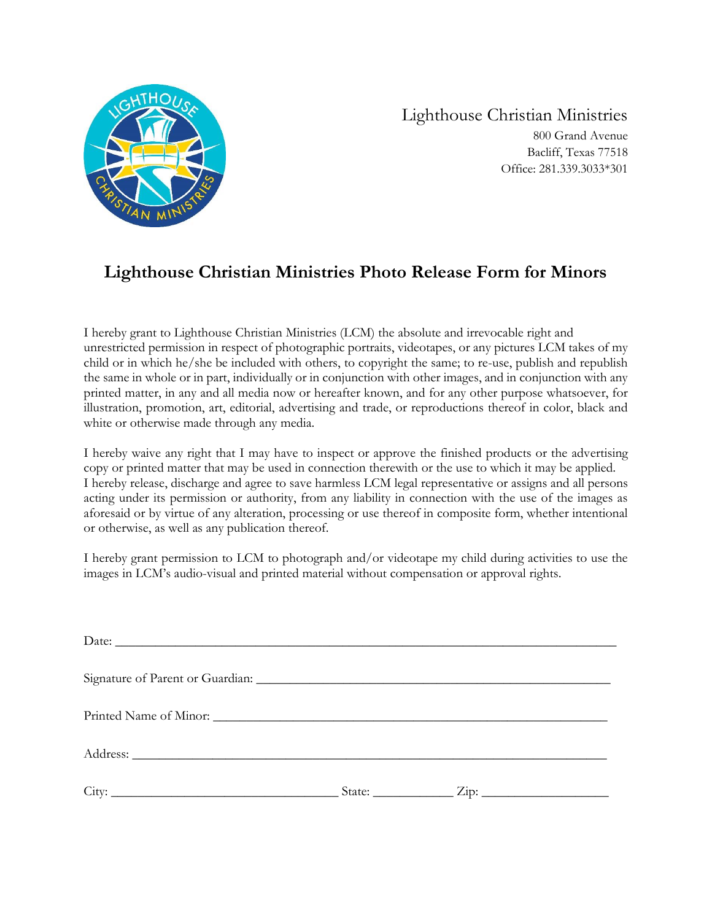Lighthouse Christian Ministries
800 Grand Avenue
Bacliff, Texas 77518
Office: 281.339.3033*301

## Lighthouse Christian Ministries Photo Release Form for Minors

I hereby grant to Lighthouse Christian Ministries (LCM) the absolute and irrevocable right and unrestricted permission in respect of photographic portraits, videotapes, or any pictures LCM takes of my child or in which he/she be included with others, to copyright the same; to re-use, publish and republish the same in whole or in part, individually or in conjunction with other images, and in conjunction with any printed matter, in any and all media now or hereafter known, and for any other purpose whatsoever, for illustration, promotion, art, editorial, advertising and trade, or reproductions thereof in color, black and white or otherwise made through any media.

I hereby waive any right that I may have to inspect or approve the finished products or the advertising copy or printed matter that may be used in connection therewith or the use to which it may be applied. I hereby release, discharge and agree to save harmless LCM legal representative or assigns and all persons acting under its permission or authority, from any liability in connection with the use of the images as aforesaid or by virtue of any alteration, processing or use thereof in composite form, whether intentional or otherwise, as well as any publication thereof.

I hereby grant permission to LCM to photograph and/or videotape my child during activities to use the images in LCM's audio-visual and printed material without compensation or approval rights.

Date: ___________________________________________________________________________

Signature of Parent or Guardian: _____________________________________________________

Printed Name of Minor: ___________________________________________________________

Address: ________________________________________________________________________

City: _________________________________ State: ___________ Zip: __________________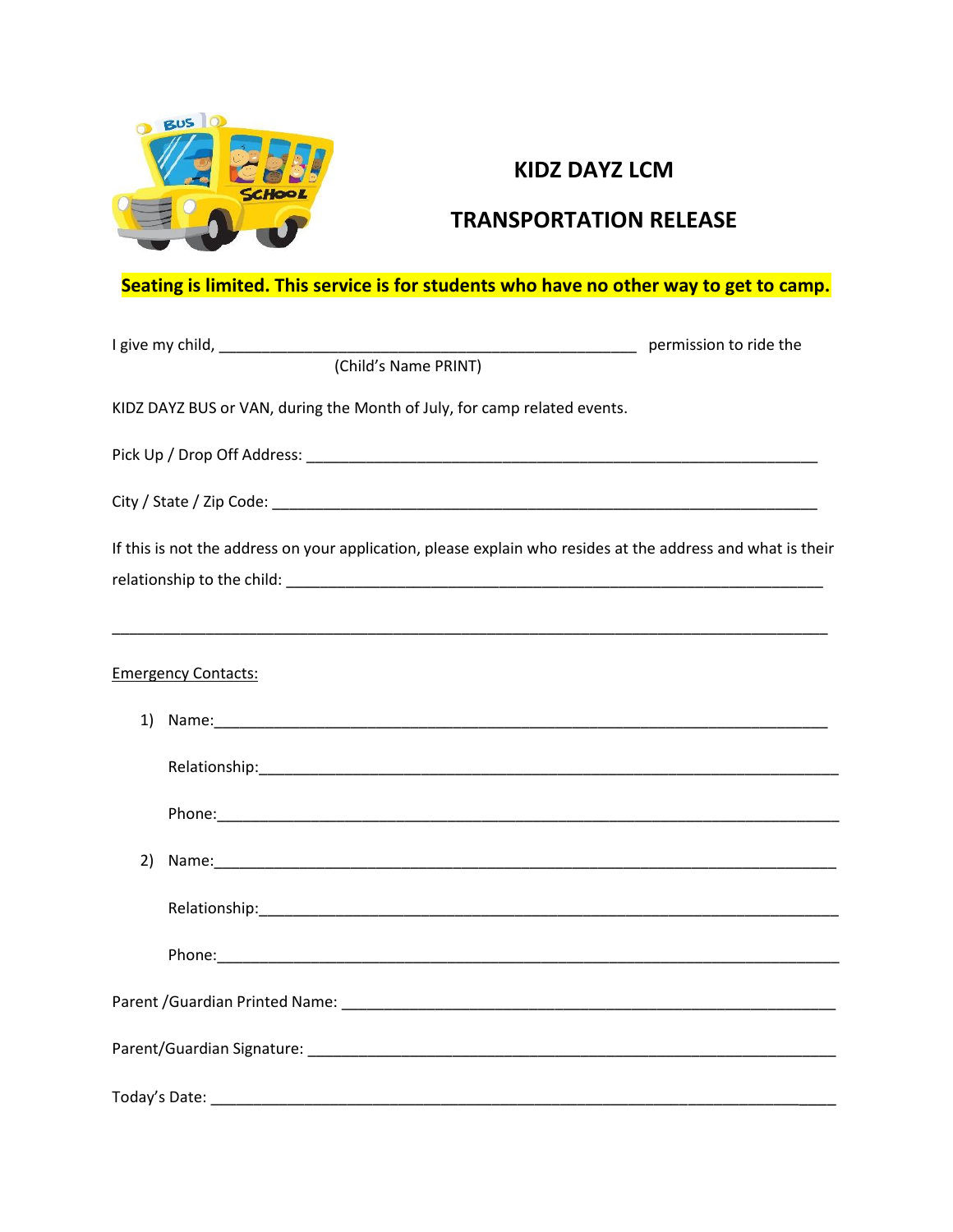# KIDZ DAYZ LCM

# TRANSPORTATION RELEASE

**Seating is limited. This service is for students who have no other way to get to camp.**

I give my child, ___________________________________________________ permission to ride the
(Child's Name PRINT)

KIDZ DAYZ BUS or VAN, during the Month of July, for camp related events.

Pick Up / Drop Off Address: ______________________________________________________________

City / State / Zip Code: _________________________________________________________________

If this is not the address on your application, please explain who resides at the address and what is their relationship to the child: ___________________________________________________________________

_________________________________________________________________________________________

Emergency Contacts:

1) Name:___________________________________________________________________________

   Relationship:_____________________________________________________________________

   Phone:__________________________________________________________________________

2) Name:___________________________________________________________________________

   Relationship:_____________________________________________________________________

   Phone:__________________________________________________________________________

Parent /Guardian Printed Name: ____________________________________________________________

Parent/Guardian Signature: ________________________________________________________________

Today's Date: _______________________________________________________________________